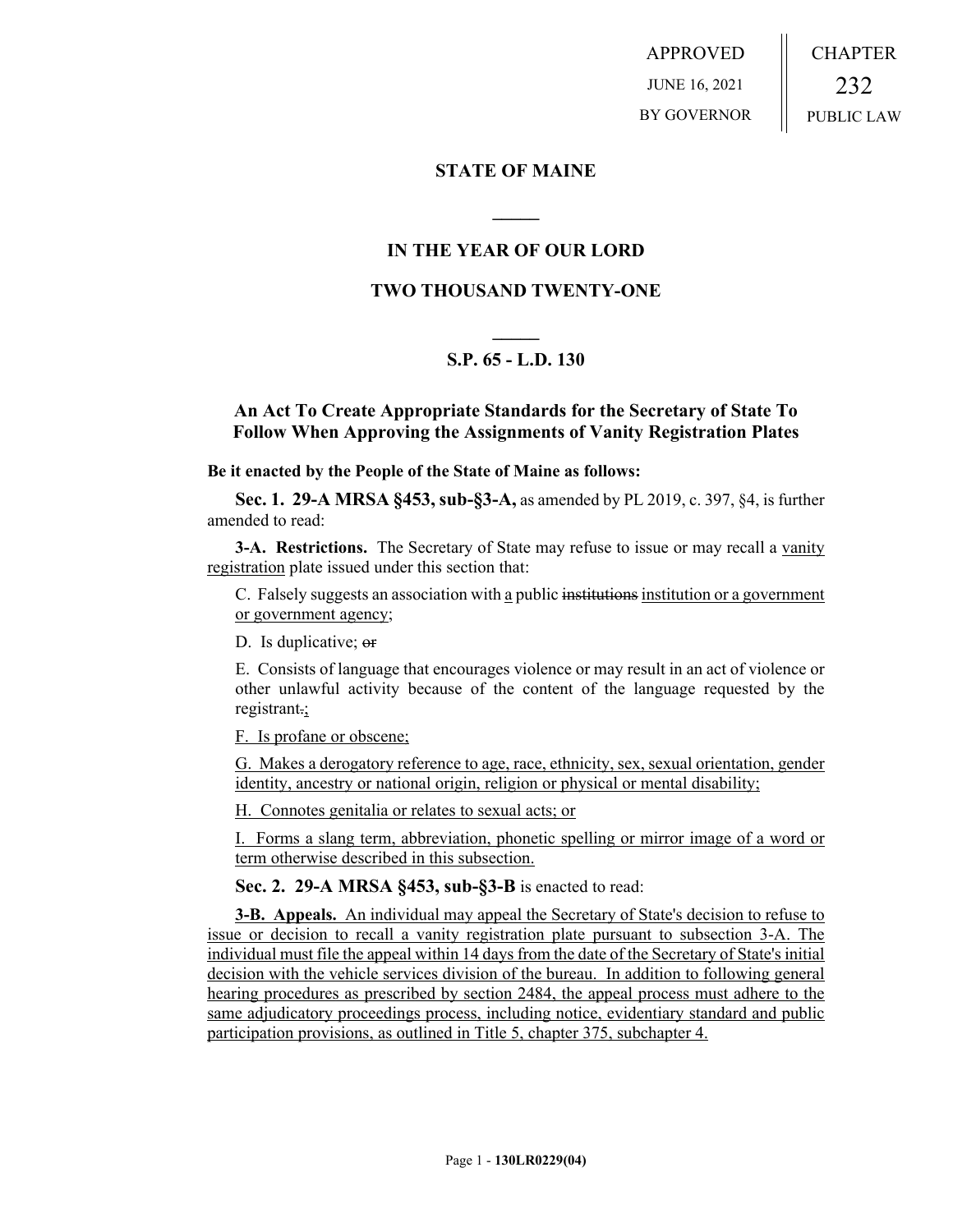APPROVED
JUNE 16, 2021
BY GOVERNOR

CHAPTER
232
PUBLIC LAW

## STATE OF MAINE

## IN THE YEAR OF OUR LORD

## TWO THOUSAND TWENTY-ONE

## S.P. 65 - L.D. 130

### An Act To Create Appropriate Standards for the Secretary of State To Follow When Approving the Assignments of Vanity Registration Plates

**Be it enacted by the People of the State of Maine as follows:**

**Sec. 1. 29-A MRSA §453, sub-§3-A,** as amended by PL 2019, c. 397, §4, is further amended to read:

**3-A. Restrictions.** The Secretary of State may refuse to issue or may recall a vanity registration plate issued under this section that:

C. Falsely suggests an association with a public ~~institutions~~ institution or a government or government agency;

D. Is duplicative; ~~or~~

E. Consists of language that encourages violence or may result in an act of violence or other unlawful activity because of the content of the language requested by the registrant~~.~~;

F. Is profane or obscene;

G. Makes a derogatory reference to age, race, ethnicity, sex, sexual orientation, gender identity, ancestry or national origin, religion or physical or mental disability;

H. Connotes genitalia or relates to sexual acts; or

I. Forms a slang term, abbreviation, phonetic spelling or mirror image of a word or term otherwise described in this subsection.

**Sec. 2. 29-A MRSA §453, sub-§3-B** is enacted to read:

**3-B. Appeals.** An individual may appeal the Secretary of State's decision to refuse to issue or decision to recall a vanity registration plate pursuant to subsection 3-A. The individual must file the appeal within 14 days from the date of the Secretary of State's initial decision with the vehicle services division of the bureau. In addition to following general hearing procedures as prescribed by section 2484, the appeal process must adhere to the same adjudicatory proceedings process, including notice, evidentiary standard and public participation provisions, as outlined in Title 5, chapter 375, subchapter 4.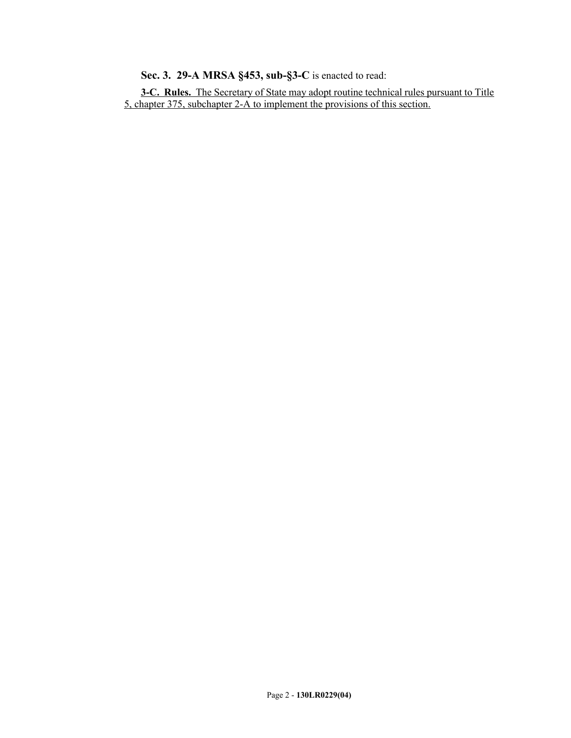**Sec. 3. 29-A MRSA §453, sub-§3-C** is enacted to read:

**3-C. Rules.** The Secretary of State may adopt routine technical rules pursuant to Title 5, chapter 375, subchapter 2-A to implement the provisions of this section.